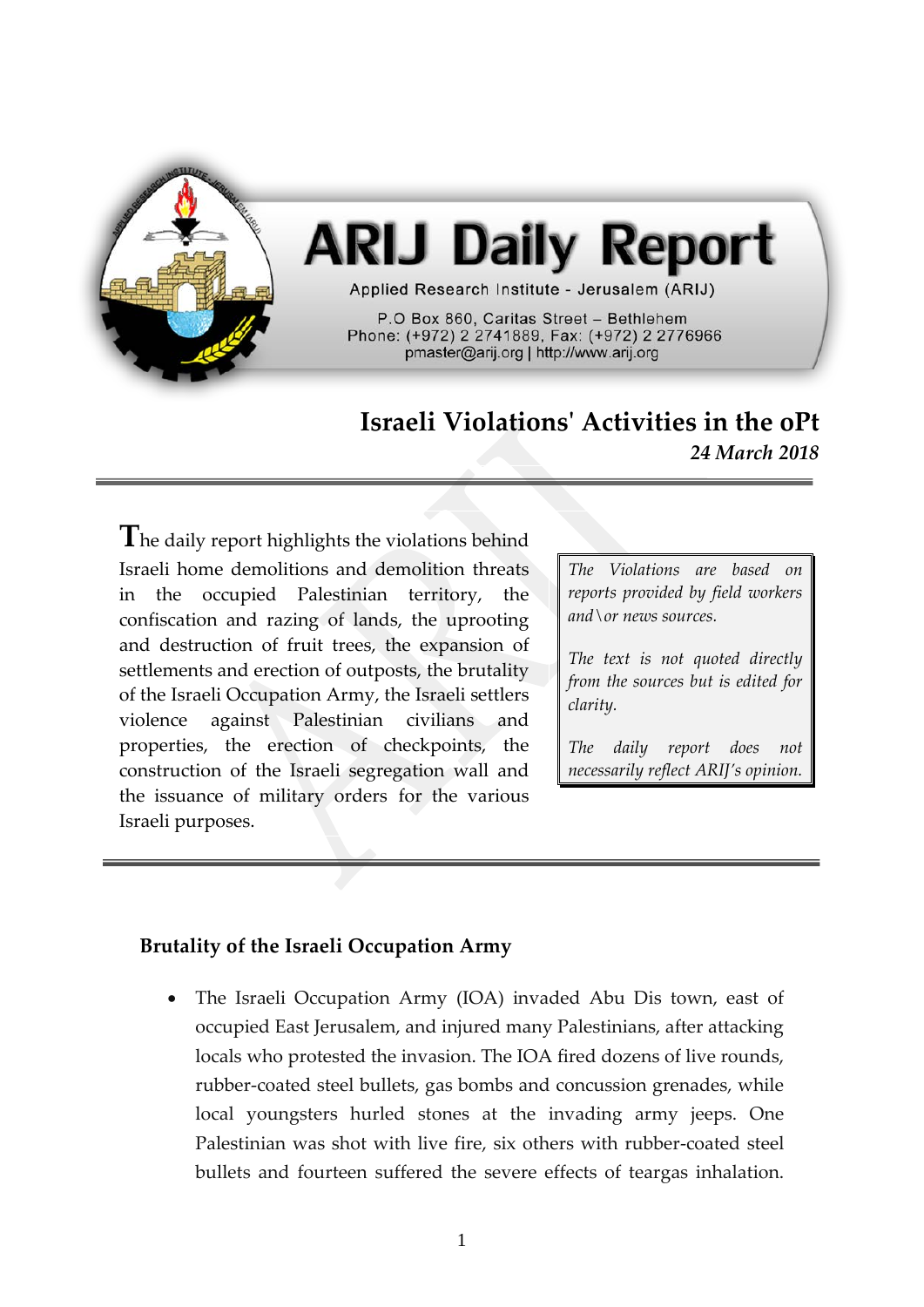# ARIJ Daily Report

Applied Research Institute - Jerusalem (ARIJ)

P.O Box 860, Caritas Street – Bethlehem
Phone: (+972) 2 2741889, Fax: (+972) 2 2776966
pmaster@arij.org | http://www.arij.org

## Israeli Violations' Activities in the oPt

*24 March 2018*

The daily report highlights the violations behind Israeli home demolitions and demolition threats in the occupied Palestinian territory, the confiscation and razing of lands, the uprooting and destruction of fruit trees, the expansion of settlements and erection of outposts, the brutality of the Israeli Occupation Army, the Israeli settlers violence against Palestinian civilians and properties, the erection of checkpoints, the construction of the Israeli segregation wall and the issuance of military orders for the various Israeli purposes.

*The Violations are based on reports provided by field workers and\or news sources.*

*The text is not quoted directly from the sources but is edited for clarity.*

*The daily report does not necessarily reflect ARIJ's opinion.*

### Brutality of the Israeli Occupation Army

- The Israeli Occupation Army (IOA) invaded Abu Dis town, east of occupied East Jerusalem, and injured many Palestinians, after attacking locals who protested the invasion. The IOA fired dozens of live rounds, rubber-coated steel bullets, gas bombs and concussion grenades, while local youngsters hurled stones at the invading army jeeps. One Palestinian was shot with live fire, six others with rubber-coated steel bullets and fourteen suffered the severe effects of teargas inhalation.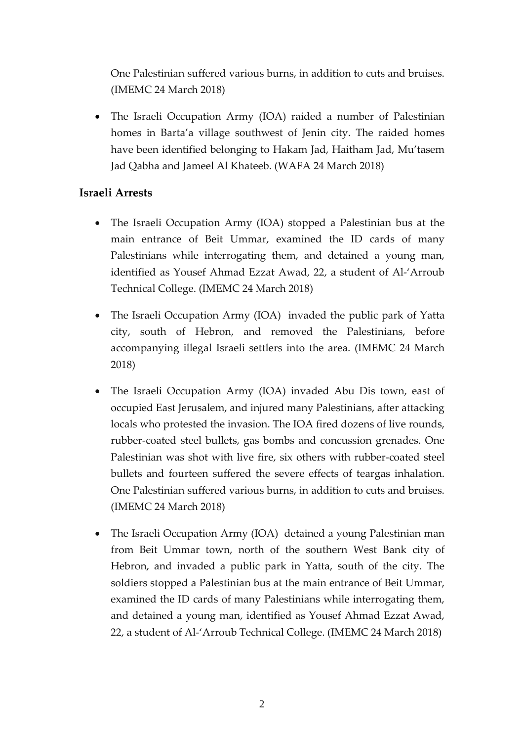One Palestinian suffered various burns, in addition to cuts and bruises. (IMEMC 24 March 2018)

- The Israeli Occupation Army (IOA) raided a number of Palestinian homes in Barta'a village southwest of Jenin city. The raided homes have been identified belonging to Hakam Jad, Haitham Jad, Mu'tasem Jad Qabha and Jameel Al Khateeb. (WAFA 24 March 2018)

### Israeli Arrests

- The Israeli Occupation Army (IOA) stopped a Palestinian bus at the main entrance of Beit Ummar, examined the ID cards of many Palestinians while interrogating them, and detained a young man, identified as Yousef Ahmad Ezzat Awad, 22, a student of Al-'Arroub Technical College. (IMEMC 24 March 2018)

- The Israeli Occupation Army (IOA) invaded the public park of Yatta city, south of Hebron, and removed the Palestinians, before accompanying illegal Israeli settlers into the area. (IMEMC 24 March 2018)

- The Israeli Occupation Army (IOA) invaded Abu Dis town, east of occupied East Jerusalem, and injured many Palestinians, after attacking locals who protested the invasion. The IOA fired dozens of live rounds, rubber-coated steel bullets, gas bombs and concussion grenades. One Palestinian was shot with live fire, six others with rubber-coated steel bullets and fourteen suffered the severe effects of teargas inhalation. One Palestinian suffered various burns, in addition to cuts and bruises. (IMEMC 24 March 2018)

- The Israeli Occupation Army (IOA) detained a young Palestinian man from Beit Ummar town, north of the southern West Bank city of Hebron, and invaded a public park in Yatta, south of the city. The soldiers stopped a Palestinian bus at the main entrance of Beit Ummar, examined the ID cards of many Palestinians while interrogating them, and detained a young man, identified as Yousef Ahmad Ezzat Awad, 22, a student of Al-'Arroub Technical College. (IMEMC 24 March 2018)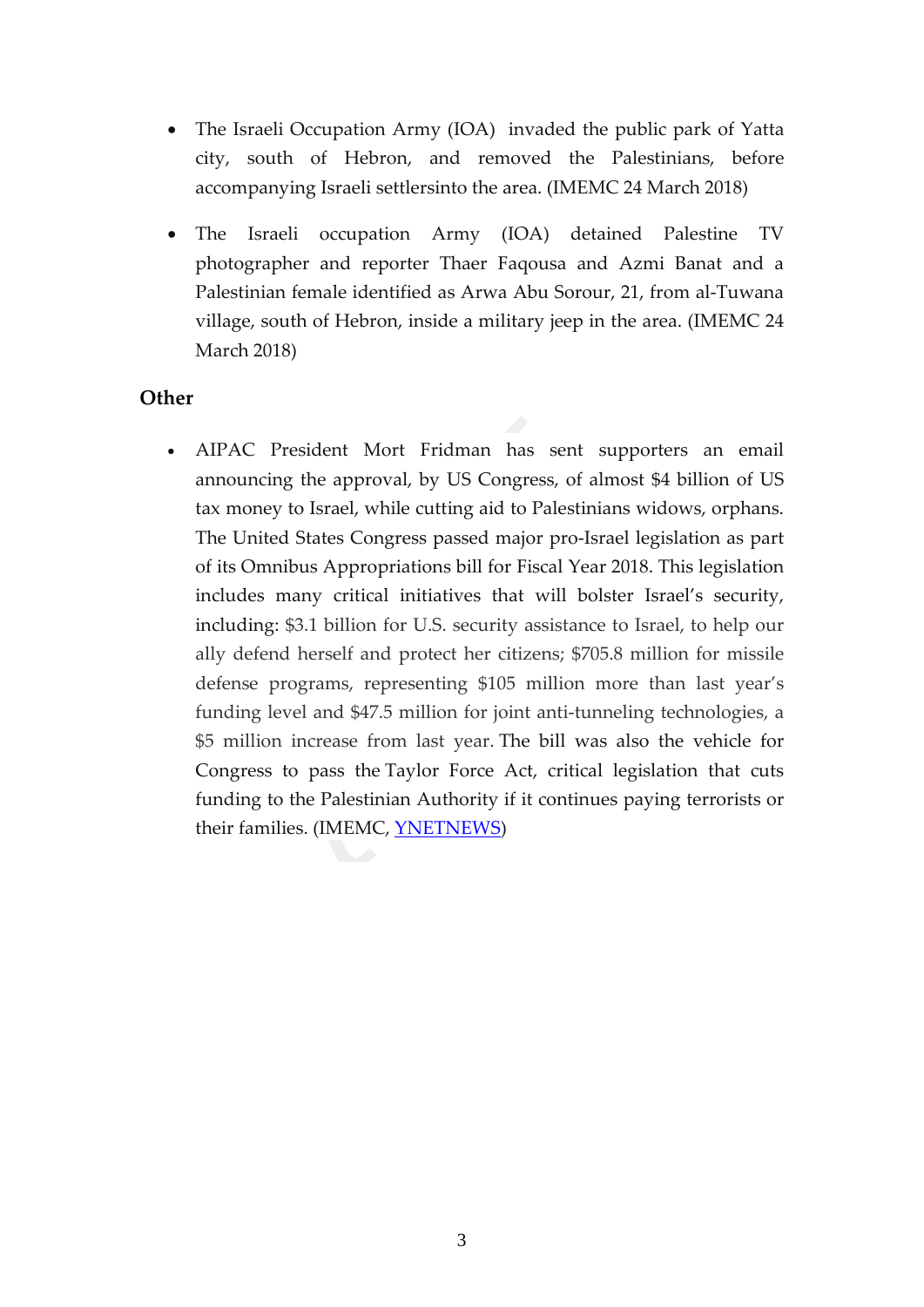- The Israeli Occupation Army (IOA) invaded the public park of Yatta city, south of Hebron, and removed the Palestinians, before accompanying Israeli settlersinto the area. (IMEMC 24 March 2018)

- The Israeli occupation Army (IOA) detained Palestine TV photographer and reporter Thaer Faqousa and Azmi Banat and a Palestinian female identified as Arwa Abu Sorour, 21, from al-Tuwana village, south of Hebron, inside a military jeep in the area. (IMEMC 24 March 2018)

**Other**

- AIPAC President Mort Fridman has sent supporters an email announcing the approval, by US Congress, of almost $4 billion of US tax money to Israel, while cutting aid to Palestinians widows, orphans. The United States Congress passed major pro-Israel legislation as part of its Omnibus Appropriations bill for Fiscal Year 2018. This legislation includes many critical initiatives that will bolster Israel's security, including: $3.1 billion for U.S. security assistance to Israel, to help our ally defend herself and protect her citizens; $705.8 million for missile defense programs, representing $105 million more than last year's funding level and $47.5 million for joint anti-tunneling technologies, a $5 million increase from last year. The bill was also the vehicle for Congress to pass the Taylor Force Act, critical legislation that cuts funding to the Palestinian Authority if it continues paying terrorists or their families. (IMEMC, YNETNEWS)